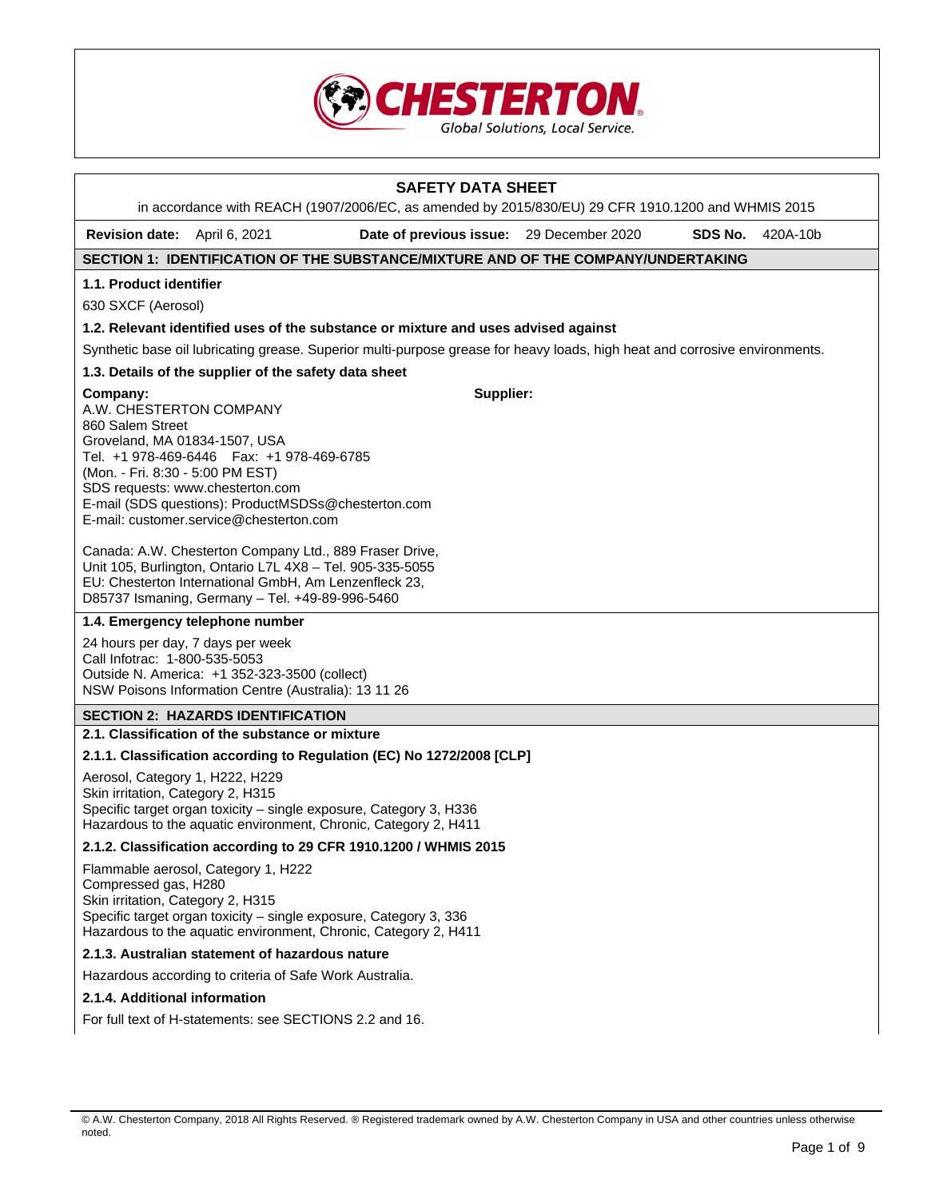CHESTERTON

Global Solutions, Local Service.

# SAFETY DATA SHEET

in accordance with REACH (1907/2006/EC, as amended by 2015/830/EU) 29 CFR 1910.1200 and WHMIS 2015

**Revision date:** April 6, 2021 **Date of previous issue:** 29 December 2020 **SDS No.** 420A-10b

## SECTION 1: IDENTIFICATION OF THE SUBSTANCE/MIXTURE AND OF THE COMPANY/UNDERTAKING

### 1.1. Product identifier

630 SXCF (Aerosol)

### 1.2. Relevant identified uses of the substance or mixture and uses advised against

Synthetic base oil lubricating grease. Superior multi-purpose grease for heavy loads, high heat and corrosive environments.

### 1.3. Details of the supplier of the safety data sheet

**Company:**
A.W. CHESTERTON COMPANY
860 Salem Street
Groveland, MA 01834-1507, USA
Tel. +1 978-469-6446 Fax: +1 978-469-6785
(Mon. - Fri. 8:30 - 5:00 PM EST)
SDS requests: www.chesterton.com
E-mail (SDS questions): ProductMSDSs@chesterton.com
E-mail: customer.service@chesterton.com

**Supplier:**

Canada: A.W. Chesterton Company Ltd., 889 Fraser Drive, Unit 105, Burlington, Ontario L7L 4X8 – Tel. 905-335-5055
EU: Chesterton International GmbH, Am Lenzenfleck 23, D85737 Ismaning, Germany – Tel. +49-89-996-5460

### 1.4. Emergency telephone number

24 hours per day, 7 days per week
Call Infotrac: 1-800-535-5053
Outside N. America: +1 352-323-3500 (collect)
NSW Poisons Information Centre (Australia): 13 11 26

## SECTION 2: HAZARDS IDENTIFICATION

### 2.1. Classification of the substance or mixture

#### 2.1.1. Classification according to Regulation (EC) No 1272/2008 [CLP]

Aerosol, Category 1, H222, H229
Skin irritation, Category 2, H315
Specific target organ toxicity – single exposure, Category 3, H336
Hazardous to the aquatic environment, Chronic, Category 2, H411

#### 2.1.2. Classification according to 29 CFR 1910.1200 / WHMIS 2015

Flammable aerosol, Category 1, H222
Compressed gas, H280
Skin irritation, Category 2, H315
Specific target organ toxicity – single exposure, Category 3, 336
Hazardous to the aquatic environment, Chronic, Category 2, H411

#### 2.1.3. Australian statement of hazardous nature

Hazardous according to criteria of Safe Work Australia.

#### 2.1.4. Additional information

For full text of H-statements: see SECTIONS 2.2 and 16.

© A.W. Chesterton Company, 2018 All Rights Reserved. ® Registered trademark owned by A.W. Chesterton Company in USA and other countries unless otherwise noted.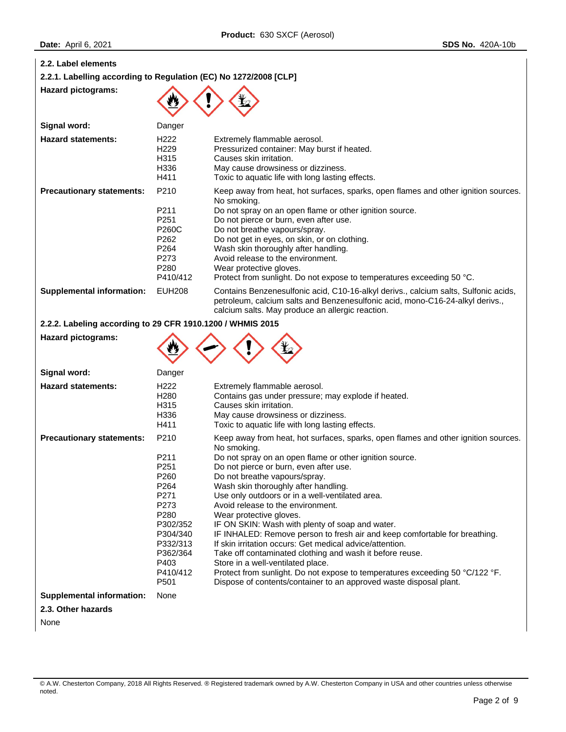## 2.2. Label elements

### 2.2.1. Labelling according to Regulation (EC) No 1272/2008 [CLP]

**Hazard pictograms:**

| | | |
|---|---|---|
| **Signal word:** | Danger | |
| **Hazard statements:** | H222 | Extremely flammable aerosol. |
| | H229 | Pressurized container: May burst if heated. |
| | H315 | Causes skin irritation. |
| | H336 | May cause drowsiness or dizziness. |
| | H411 | Toxic to aquatic life with long lasting effects. |
| **Precautionary statements:** | P210 | Keep away from heat, hot surfaces, sparks, open flames and other ignition sources. No smoking. |
| | P211 | Do not spray on an open flame or other ignition source. |
| | P251 | Do not pierce or burn, even after use. |
| | P260C | Do not breathe vapours/spray. |
| | P262 | Do not get in eyes, on skin, or on clothing. |
| | P264 | Wash skin thoroughly after handling. |
| | P273 | Avoid release to the environment. |
| | P280 | Wear protective gloves. |
| | P410/412 | Protect from sunlight. Do not expose to temperatures exceeding 50 °C. |
| **Supplemental information:** | EUH208 | Contains Benzenesulfonic acid, C10-16-alkyl derivs., calcium salts, Sulfonic acids, petroleum, calcium salts and Benzenesulfonic acid, mono-C16-24-alkyl derivs., calcium salts. May produce an allergic reaction. |

### 2.2.2. Labeling according to 29 CFR 1910.1200 / WHMIS 2015

**Hazard pictograms:**

| | | |
|---|---|---|
| **Signal word:** | Danger | |
| **Hazard statements:** | H222 | Extremely flammable aerosol. |
| | H280 | Contains gas under pressure; may explode if heated. |
| | H315 | Causes skin irritation. |
| | H336 | May cause drowsiness or dizziness. |
| | H411 | Toxic to aquatic life with long lasting effects. |
| **Precautionary statements:** | P210 | Keep away from heat, hot surfaces, sparks, open flames and other ignition sources. No smoking. |
| | P211 | Do not spray on an open flame or other ignition source. |
| | P251 | Do not pierce or burn, even after use. |
| | P260 | Do not breathe vapours/spray. |
| | P264 | Wash skin thoroughly after handling. |
| | P271 | Use only outdoors or in a well-ventilated area. |
| | P273 | Avoid release to the environment. |
| | P280 | Wear protective gloves. |
| | P302/352 | IF ON SKIN: Wash with plenty of soap and water. |
| | P304/340 | IF INHALED: Remove person to fresh air and keep comfortable for breathing. |
| | P332/313 | If skin irritation occurs: Get medical advice/attention. |
| | P362/364 | Take off contaminated clothing and wash it before reuse. |
| | P403 | Store in a well-ventilated place. |
| | P410/412 | Protect from sunlight. Do not expose to temperatures exceeding 50 °C/122 °F. |
| | P501 | Dispose of contents/container to an approved waste disposal plant. |
| **Supplemental information:** | None | |

## 2.3. Other hazards

None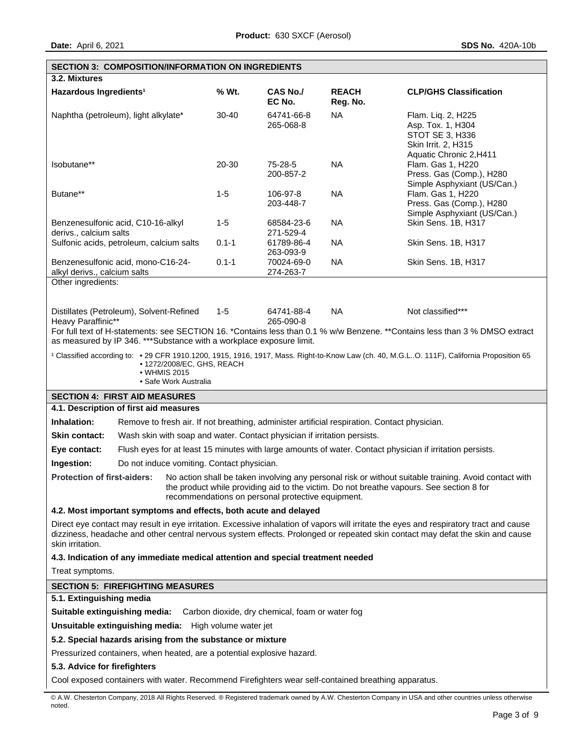## SECTION 3: COMPOSITION/INFORMATION ON INGREDIENTS

### 3.2. Mixtures

| Hazardous Ingredients[1] | % Wt. | CAS No./ EC No. | REACH Reg. No. | CLP/GHS Classification |
|---|---|---|---|---|
| Naphtha (petroleum), light alkylate* | 30-40 | 64741-66-8 265-068-8 | NA | Flam. Liq. 2, H225 Asp. Tox. 1, H304 STOT SE 3, H336 Skin Irrit. 2, H315 Aquatic Chronic 2,H411 |
| Isobutane** | 20-30 | 75-28-5 200-857-2 | NA | Flam. Gas 1, H220 Press. Gas (Comp.), H280 Simple Asphyxiant (US/Can.) |
| Butane** | 1-5 | 106-97-8 203-448-7 | NA | Flam. Gas 1, H220 Press. Gas (Comp.), H280 Simple Asphyxiant (US/Can.) |
| Benzenesulfonic acid, C10-16-alkyl derivs., calcium salts | 1-5 | 68584-23-6 271-529-4 | NA | Skin Sens. 1B, H317 |
| Sulfonic acids, petroleum, calcium salts | 0.1-1 | 61789-86-4 263-093-9 | NA | Skin Sens. 1B, H317 |
| Benzenesulfonic acid, mono-C16-24-alkyl derivs., calcium salts | 0.1-1 | 70024-69-0 274-263-7 | NA | Skin Sens. 1B, H317 |
| Other ingredients: | | | | |
| Distillates (Petroleum), Solvent-Refined Heavy Paraffinic** | 1-5 | 64741-88-4 265-090-8 | NA | Not classified*** |

For full text of H-statements: see SECTION 16. *Contains less than 0.1 % w/w Benzene. **Contains less than 3 % DMSO extract as measured by IP 346. ***Substance with a workplace exposure limit.

[1] Classified according to:
- 29 CFR 1910.1200, 1915, 1916, 1917, Mass. Right-to-Know Law (ch. 40, M.G.L..O. 111F), California Proposition 65
- 1272/2008/EC, GHS, REACH
- WHMIS 2015
- Safe Work Australia

## SECTION 4: FIRST AID MEASURES

### 4.1. Description of first aid measures

**Inhalation:** Remove to fresh air. If not breathing, administer artificial respiration. Contact physician.

**Skin contact:** Wash skin with soap and water. Contact physician if irritation persists.

**Eye contact:** Flush eyes for at least 15 minutes with large amounts of water. Contact physician if irritation persists.

**Ingestion:** Do not induce vomiting. Contact physician.

**Protection of first-aiders:** No action shall be taken involving any personal risk or without suitable training. Avoid contact with the product while providing aid to the victim. Do not breathe vapours. See section 8 for recommendations on personal protective equipment.

### 4.2. Most important symptoms and effects, both acute and delayed

Direct eye contact may result in eye irritation. Excessive inhalation of vapors will irritate the eyes and respiratory tract and cause dizziness, headache and other central nervous system effects. Prolonged or repeated skin contact may defat the skin and cause skin irritation.

### 4.3. Indication of any immediate medical attention and special treatment needed

Treat symptoms.

## SECTION 5: FIREFIGHTING MEASURES

### 5.1. Extinguishing media

**Suitable extinguishing media:** Carbon dioxide, dry chemical, foam or water fog

**Unsuitable extinguishing media:** High volume water jet

### 5.2. Special hazards arising from the substance or mixture

Pressurized containers, when heated, are a potential explosive hazard.

### 5.3. Advice for firefighters

Cool exposed containers with water. Recommend Firefighters wear self-contained breathing apparatus.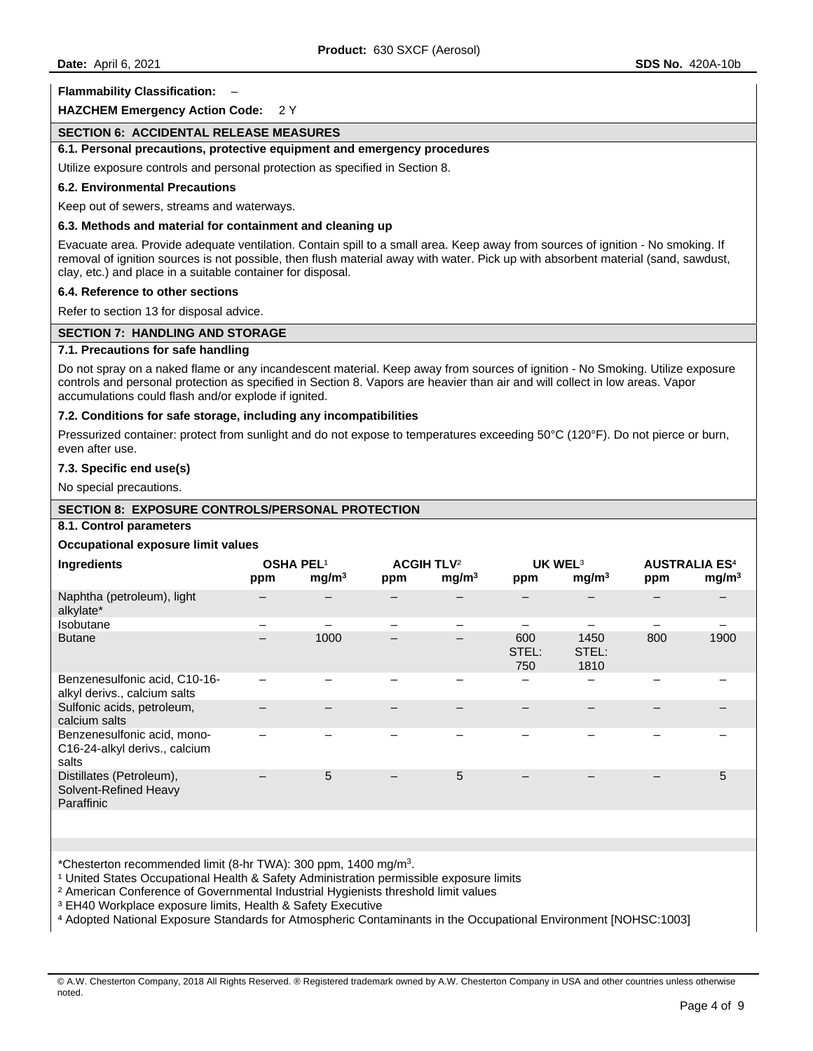**Flammability Classification:** –

**HAZCHEM Emergency Action Code:** 2 Y

## SECTION 6: ACCIDENTAL RELEASE MEASURES

### 6.1. Personal precautions, protective equipment and emergency procedures

Utilize exposure controls and personal protection as specified in Section 8.

### 6.2. Environmental Precautions

Keep out of sewers, streams and waterways.

### 6.3. Methods and material for containment and cleaning up

Evacuate area. Provide adequate ventilation. Contain spill to a small area. Keep away from sources of ignition - No smoking. If removal of ignition sources is not possible, then flush material away with water. Pick up with absorbent material (sand, sawdust, clay, etc.) and place in a suitable container for disposal.

### 6.4. Reference to other sections

Refer to section 13 for disposal advice.

## SECTION 7: HANDLING AND STORAGE

### 7.1. Precautions for safe handling

Do not spray on a naked flame or any incandescent material. Keep away from sources of ignition - No Smoking. Utilize exposure controls and personal protection as specified in Section 8. Vapors are heavier than air and will collect in low areas. Vapor accumulations could flash and/or explode if ignited.

### 7.2. Conditions for safe storage, including any incompatibilities

Pressurized container: protect from sunlight and do not expose to temperatures exceeding 50°C (120°F). Do not pierce or burn, even after use.

### 7.3. Specific end use(s)

No special precautions.

## SECTION 8: EXPOSURE CONTROLS/PERSONAL PROTECTION

### 8.1. Control parameters

**Occupational exposure limit values**

| Ingredients | OSHA PEL[1] | | ACGIH TLV[2] | | UK WEL[3] | | AUSTRALIA ES[4] | |
|---|---|---|---|---|---|---|---|---|
| | ppm | mg/m³ | ppm | mg/m³ | ppm | mg/m³ | ppm | mg/m³ |
| Naphtha (petroleum), light alkylate* | – | – | – | – | – | – | – | – |
| Isobutane | – | – | – | – | – | – | – | – |
| Butane | – | 1000 | – | – | 600 STEL: 750 | 1450 STEL: 1810 | 800 | 1900 |
| Benzenesulfonic acid, C10-16-alkyl derivs., calcium salts | – | – | – | – | – | – | – | – |
| Sulfonic acids, petroleum, calcium salts | – | – | – | – | – | – | – | – |
| Benzenesulfonic acid, mono-C16-24-alkyl derivs., calcium salts | – | – | – | – | – | – | – | – |
| Distillates (Petroleum), Solvent-Refined Heavy Paraffinic | – | 5 | – | 5 | – | – | – | 5 |

*Chesterton recommended limit (8-hr TWA): 300 ppm, 1400 mg/m³.

[1] United States Occupational Health & Safety Administration permissible exposure limits

[2] American Conference of Governmental Industrial Hygienists threshold limit values

[3] EH40 Workplace exposure limits, Health & Safety Executive

[4] Adopted National Exposure Standards for Atmospheric Contaminants in the Occupational Environment [NOHSC:1003]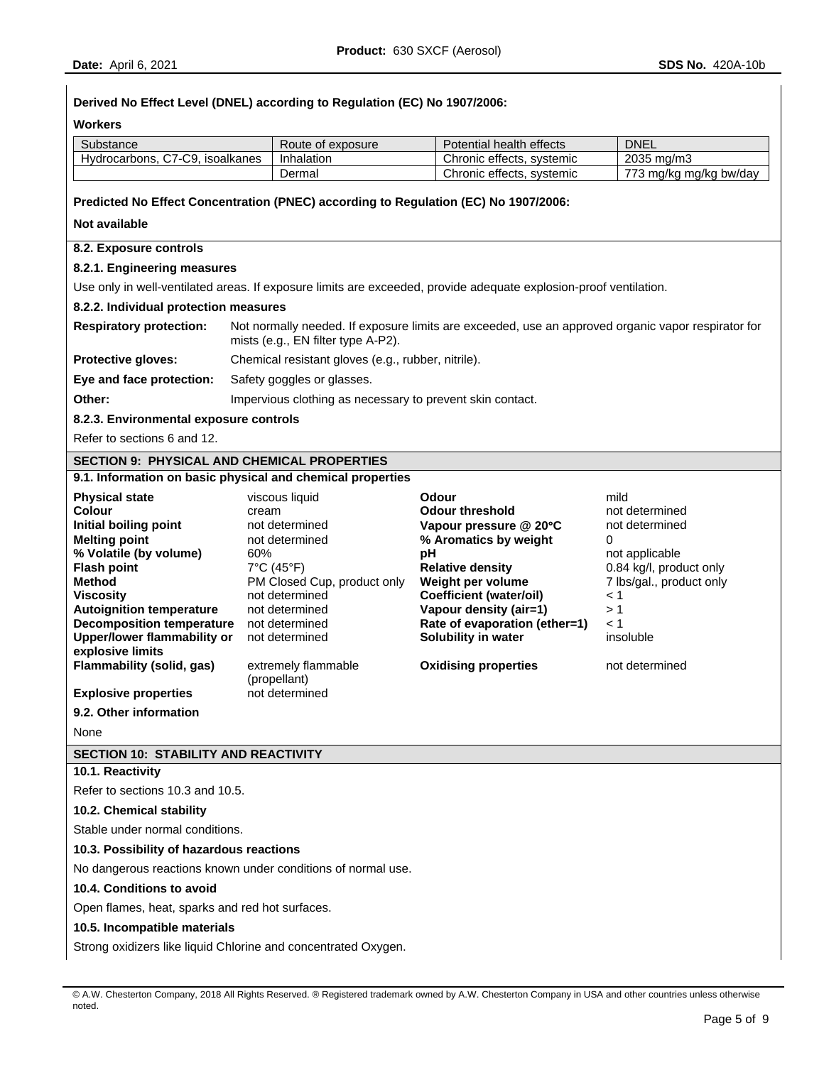**Derived No Effect Level (DNEL) according to Regulation (EC) No 1907/2006:**

**Workers**

| Substance | Route of exposure | Potential health effects | DNEL |
| --- | --- | --- | --- |
| Hydrocarbons, C7-C9, isoalkanes | Inhalation | Chronic effects, systemic | 2035 mg/m3 |
| | Dermal | Chronic effects, systemic | 773 mg/kg mg/kg bw/day |

**Predicted No Effect Concentration (PNEC) according to Regulation (EC) No 1907/2006:**

**Not available**

**8.2. Exposure controls**

**8.2.1. Engineering measures**

Use only in well-ventilated areas. If exposure limits are exceeded, provide adequate explosion-proof ventilation.

**8.2.2. Individual protection measures**

**Respiratory protection:** Not normally needed. If exposure limits are exceeded, use an approved organic vapor respirator for mists (e.g., EN filter type A-P2).

**Protective gloves:** Chemical resistant gloves (e.g., rubber, nitrile).

**Eye and face protection:** Safety goggles or glasses.

**Other:** Impervious clothing as necessary to prevent skin contact.

**8.2.3. Environmental exposure controls**

Refer to sections 6 and 12.

## SECTION 9: PHYSICAL AND CHEMICAL PROPERTIES

**9.1. Information on basic physical and chemical properties**

| | | | |
| --- | --- | --- | --- |
| **Physical state** | viscous liquid | **Odour** | mild |
| **Colour** | cream | **Odour threshold** | not determined |
| **Initial boiling point** | not determined | **Vapour pressure @ 20°C** | not determined |
| **Melting point** | not determined | **% Aromatics by weight** | 0 |
| **% Volatile (by volume)** | 60% | **pH** | not applicable |
| **Flash point** | 7°C (45°F) | **Relative density** | 0.84 kg/l, product only |
| **Method** | PM Closed Cup, product only | **Weight per volume** | 7 lbs/gal., product only |
| **Viscosity** | not determined | **Coefficient (water/oil)** | < 1 |
| **Autoignition temperature** | not determined | **Vapour density (air=1)** | > 1 |
| **Decomposition temperature** | not determined | **Rate of evaporation (ether=1)** | < 1 |
| **Upper/lower flammability or explosive limits** | not determined | **Solubility in water** | insoluble |
| **Flammability (solid, gas)** | extremely flammable (propellant) | **Oxidising properties** | not determined |
| **Explosive properties** | not determined | | |

**9.2. Other information**

None

## SECTION 10: STABILITY AND REACTIVITY

**10.1. Reactivity**

Refer to sections 10.3 and 10.5.

**10.2. Chemical stability**

Stable under normal conditions.

**10.3. Possibility of hazardous reactions**

No dangerous reactions known under conditions of normal use.

**10.4. Conditions to avoid**

Open flames, heat, sparks and red hot surfaces.

**10.5. Incompatible materials**

Strong oxidizers like liquid Chlorine and concentrated Oxygen.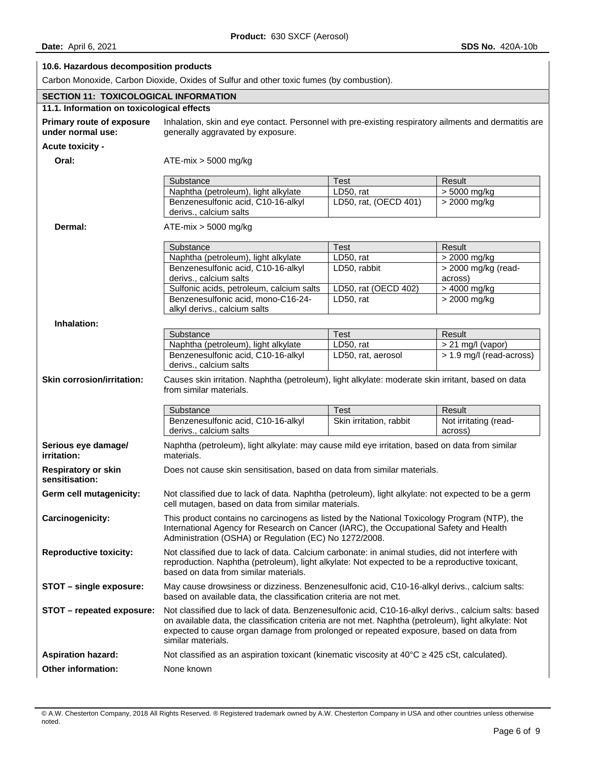### 10.6. Hazardous decomposition products

Carbon Monoxide, Carbon Dioxide, Oxides of Sulfur and other toxic fumes (by combustion).

## SECTION 11: TOXICOLOGICAL INFORMATION

### 11.1. Information on toxicological effects

**Primary route of exposure under normal use:** Inhalation, skin and eye contact. Personnel with pre-existing respiratory ailments and dermatitis are generally aggravated by exposure.

**Acute toxicity -**

**Oral:** ATE-mix > 5000 mg/kg

| Substance | Test | Result |
|---|---|---|
| Naphtha (petroleum), light alkylate | LD50, rat | > 5000 mg/kg |
| Benzenesulfonic acid, C10-16-alkyl derivs., calcium salts | LD50, rat, (OECD 401) | > 2000 mg/kg |

**Dermal:** ATE-mix > 5000 mg/kg

| Substance | Test | Result |
|---|---|---|
| Naphtha (petroleum), light alkylate | LD50, rat | > 2000 mg/kg |
| Benzenesulfonic acid, C10-16-alkyl derivs., calcium salts | LD50, rabbit | > 2000 mg/kg (read-across) |
| Sulfonic acids, petroleum, calcium salts | LD50, rat (OECD 402) | > 4000 mg/kg |
| Benzenesulfonic acid, mono-C16-24-alkyl derivs., calcium salts | LD50, rat | > 2000 mg/kg |

**Inhalation:**

| Substance | Test | Result |
|---|---|---|
| Naphtha (petroleum), light alkylate | LD50, rat | > 21 mg/l (vapor) |
| Benzenesulfonic acid, C10-16-alkyl derivs., calcium salts | LD50, rat, aerosol | > 1.9 mg/l (read-across) |

**Skin corrosion/irritation:** Causes skin irritation. Naphtha (petroleum), light alkylate: moderate skin irritant, based on data from similar materials.

| Substance | Test | Result |
|---|---|---|
| Benzenesulfonic acid, C10-16-alkyl derivs., calcium salts | Skin irritation, rabbit | Not irritating (read-across) |

**Serious eye damage/ irritation:** Naphtha (petroleum), light alkylate: may cause mild eye irritation, based on data from similar materials.

**Respiratory or skin sensitisation:** Does not cause skin sensitisation, based on data from similar materials.

**Germ cell mutagenicity:** Not classified due to lack of data. Naphtha (petroleum), light alkylate: not expected to be a germ cell mutagen, based on data from similar materials.

**Carcinogenicity:** This product contains no carcinogens as listed by the National Toxicology Program (NTP), the International Agency for Research on Cancer (IARC), the Occupational Safety and Health Administration (OSHA) or Regulation (EC) No 1272/2008.

**Reproductive toxicity:** Not classified due to lack of data. Calcium carbonate: in animal studies, did not interfere with reproduction. Naphtha (petroleum), light alkylate: Not expected to be a reproductive toxicant, based on data from similar materials.

**STOT – single exposure:** May cause drowsiness or dizziness. Benzenesulfonic acid, C10-16-alkyl derivs., calcium salts: based on available data, the classification criteria are not met.

**STOT – repeated exposure:** Not classified due to lack of data. Benzenesulfonic acid, C10-16-alkyl derivs., calcium salts: based on available data, the classification criteria are not met. Naphtha (petroleum), light alkylate: Not expected to cause organ damage from prolonged or repeated exposure, based on data from similar materials.

**Aspiration hazard:** Not classified as an aspiration toxicant (kinematic viscosity at 40°C ≥ 425 cSt, calculated).

**Other information:** None known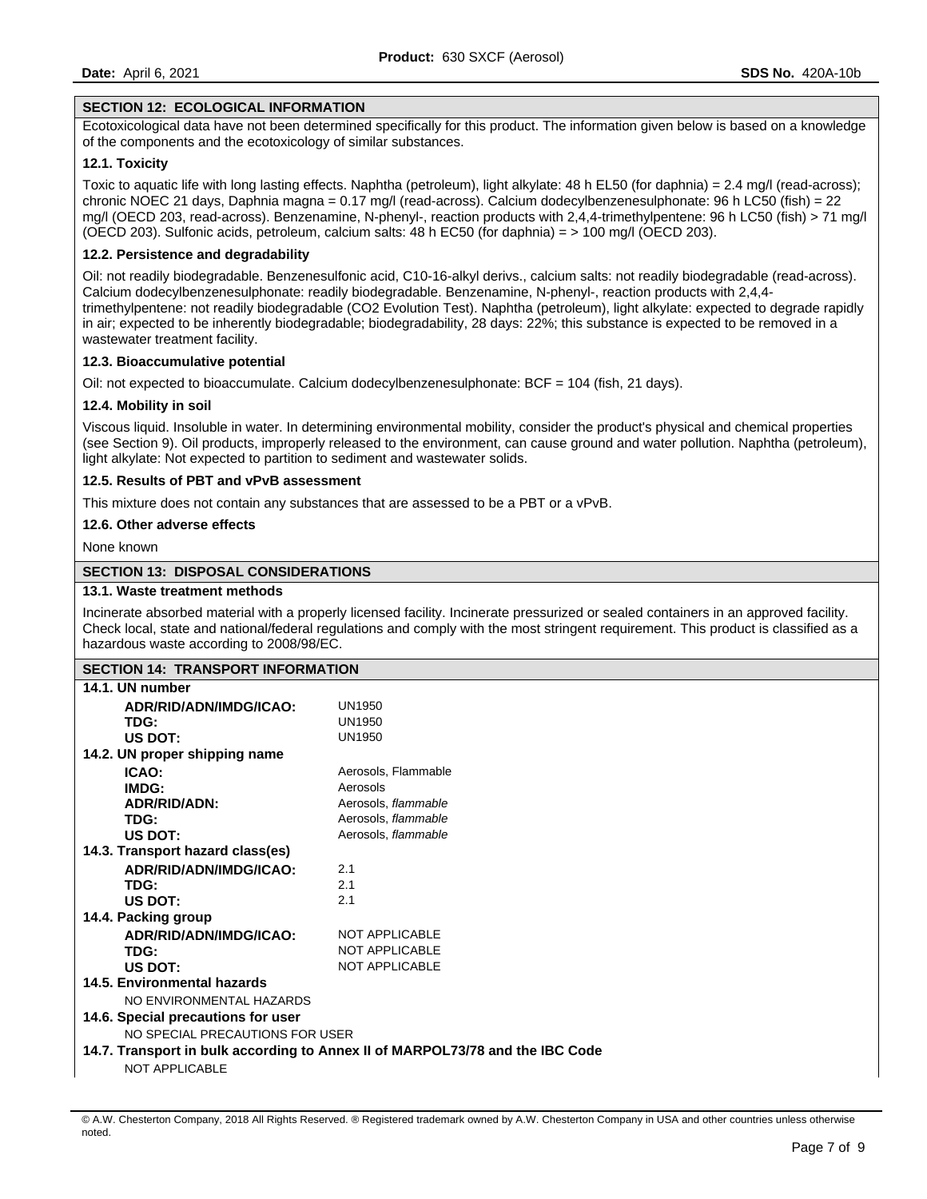## SECTION 12: ECOLOGICAL INFORMATION

Ecotoxicological data have not been determined specifically for this product. The information given below is based on a knowledge of the components and the ecotoxicology of similar substances.

### 12.1. Toxicity

Toxic to aquatic life with long lasting effects. Naphtha (petroleum), light alkylate: 48 h EL50 (for daphnia) = 2.4 mg/l (read-across); chronic NOEC 21 days, Daphnia magna = 0.17 mg/l (read-across). Calcium dodecylbenzenesulphonate: 96 h LC50 (fish) = 22 mg/l (OECD 203, read-across). Benzenamine, N-phenyl-, reaction products with 2,4,4-trimethylpentene: 96 h LC50 (fish) > 71 mg/l (OECD 203). Sulfonic acids, petroleum, calcium salts: 48 h EC50 (for daphnia) = > 100 mg/l (OECD 203).

### 12.2. Persistence and degradability

Oil: not readily biodegradable. Benzenesulfonic acid, C10-16-alkyl derivs., calcium salts: not readily biodegradable (read-across). Calcium dodecylbenzenesulphonate: readily biodegradable. Benzenamine, N-phenyl-, reaction products with 2,4,4-trimethylpentene: not readily biodegradable (CO2 Evolution Test). Naphtha (petroleum), light alkylate: expected to degrade rapidly in air; expected to be inherently biodegradable; biodegradability, 28 days: 22%; this substance is expected to be removed in a wastewater treatment facility.

### 12.3. Bioaccumulative potential

Oil: not expected to bioaccumulate. Calcium dodecylbenzenesulphonate: BCF = 104 (fish, 21 days).

### 12.4. Mobility in soil

Viscous liquid. Insoluble in water. In determining environmental mobility, consider the product's physical and chemical properties (see Section 9). Oil products, improperly released to the environment, can cause ground and water pollution. Naphtha (petroleum), light alkylate: Not expected to partition to sediment and wastewater solids.

### 12.5. Results of PBT and vPvB assessment

This mixture does not contain any substances that are assessed to be a PBT or a vPvB.

### 12.6. Other adverse effects

None known

## SECTION 13: DISPOSAL CONSIDERATIONS

### 13.1. Waste treatment methods

Incinerate absorbed material with a properly licensed facility. Incinerate pressurized or sealed containers in an approved facility. Check local, state and national/federal regulations and comply with the most stringent requirement. This product is classified as a hazardous waste according to 2008/98/EC.

## SECTION 14: TRANSPORT INFORMATION

### 14.1. UN number

| | |
|---|---|
| **ADR/RID/ADN/IMDG/ICAO:** | UN1950 |
| **TDG:** | UN1950 |
| **US DOT:** | UN1950 |

### 14.2. UN proper shipping name

| | |
|---|---|
| **ICAO:** | Aerosols, Flammable |
| **IMDG:** | Aerosols |
| **ADR/RID/ADN:** | Aerosols, *flammable* |
| **TDG:** | Aerosols, *flammable* |
| **US DOT:** | Aerosols, *flammable* |

### 14.3. Transport hazard class(es)

| | |
|---|---|
| **ADR/RID/ADN/IMDG/ICAO:** | 2.1 |
| **TDG:** | 2.1 |
| **US DOT:** | 2.1 |

### 14.4. Packing group

| | |
|---|---|
| **ADR/RID/ADN/IMDG/ICAO:** | NOT APPLICABLE |
| **TDG:** | NOT APPLICABLE |
| **US DOT:** | NOT APPLICABLE |

### 14.5. Environmental hazards

NO ENVIRONMENTAL HAZARDS

### 14.6. Special precautions for user

NO SPECIAL PRECAUTIONS FOR USER

### 14.7. Transport in bulk according to Annex II of MARPOL73/78 and the IBC Code

NOT APPLICABLE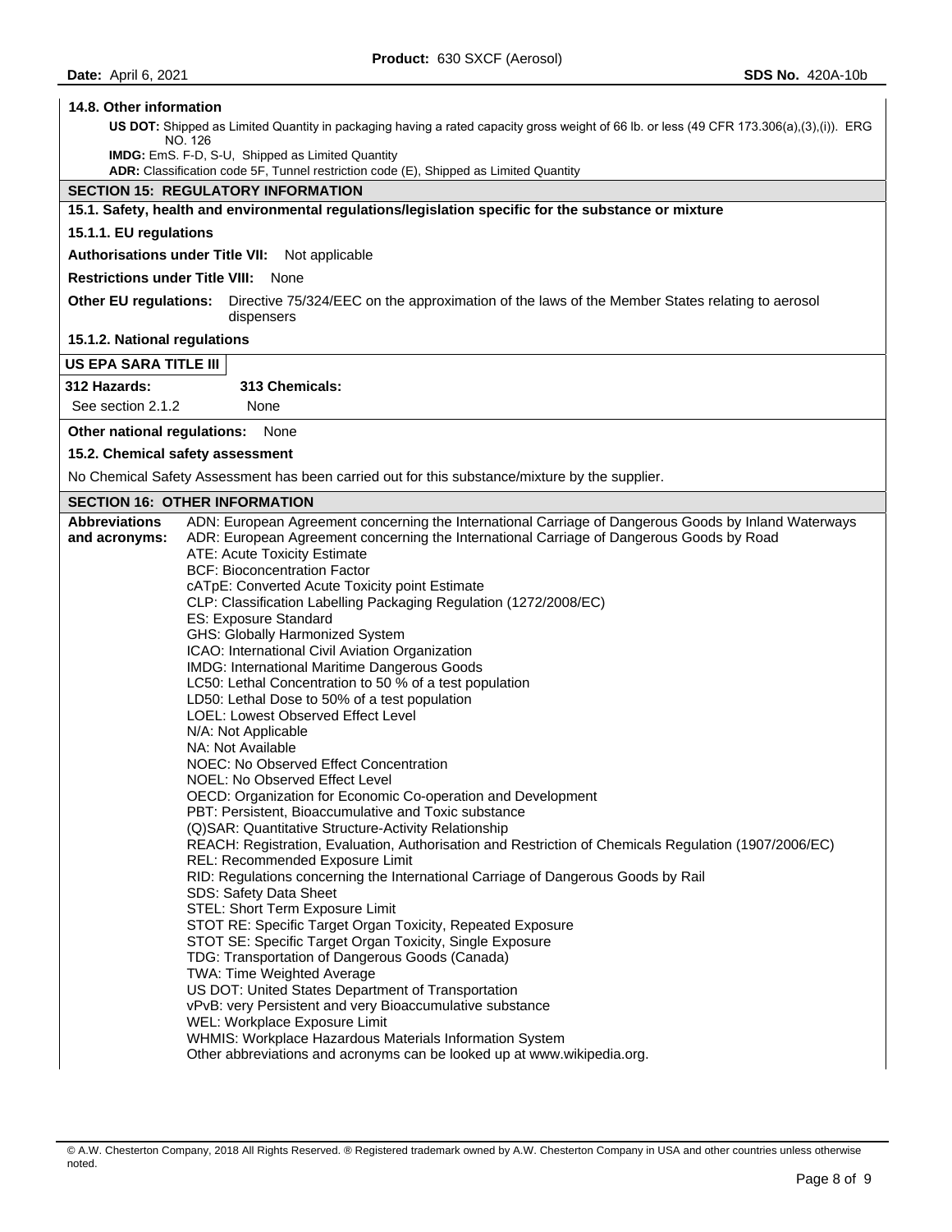**14.8. Other information**

**US DOT:** Shipped as Limited Quantity in packaging having a rated capacity gross weight of 66 lb. or less (49 CFR 173.306(a),(3),(i)). ERG NO. 126

**IMDG:** EmS. F-D, S-U, Shipped as Limited Quantity

**ADR:** Classification code 5F, Tunnel restriction code (E), Shipped as Limited Quantity

## SECTION 15: REGULATORY INFORMATION

### 15.1. Safety, health and environmental regulations/legislation specific for the substance or mixture

#### 15.1.1. EU regulations

**Authorisations under Title VII:** Not applicable

**Restrictions under Title VIII:** None

**Other EU regulations:** Directive 75/324/EEC on the approximation of the laws of the Member States relating to aerosol dispensers

#### 15.1.2. National regulations

**US EPA SARA TITLE III**

| 312 Hazards: | 313 Chemicals: |
|---|---|
| See section 2.1.2 | None |

**Other national regulations:** None

### 15.2. Chemical safety assessment

No Chemical Safety Assessment has been carried out for this substance/mixture by the supplier.

## SECTION 16: OTHER INFORMATION

**Abbreviations and acronyms:**

ADN: European Agreement concerning the International Carriage of Dangerous Goods by Inland Waterways
ADR: European Agreement concerning the International Carriage of Dangerous Goods by Road
ATE: Acute Toxicity Estimate
BCF: Bioconcentration Factor
cATpE: Converted Acute Toxicity point Estimate
CLP: Classification Labelling Packaging Regulation (1272/2008/EC)
ES: Exposure Standard
GHS: Globally Harmonized System
ICAO: International Civil Aviation Organization
IMDG: International Maritime Dangerous Goods
LC50: Lethal Concentration to 50 % of a test population
LD50: Lethal Dose to 50% of a test population
LOEL: Lowest Observed Effect Level
N/A: Not Applicable
NA: Not Available
NOEC: No Observed Effect Concentration
NOEL: No Observed Effect Level
OECD: Organization for Economic Co-operation and Development
PBT: Persistent, Bioaccumulative and Toxic substance
(Q)SAR: Quantitative Structure-Activity Relationship
REACH: Registration, Evaluation, Authorisation and Restriction of Chemicals Regulation (1907/2006/EC)
REL: Recommended Exposure Limit
RID: Regulations concerning the International Carriage of Dangerous Goods by Rail
SDS: Safety Data Sheet
STEL: Short Term Exposure Limit
STOT RE: Specific Target Organ Toxicity, Repeated Exposure
STOT SE: Specific Target Organ Toxicity, Single Exposure
TDG: Transportation of Dangerous Goods (Canada)
TWA: Time Weighted Average
US DOT: United States Department of Transportation
vPvB: very Persistent and very Bioaccumulative substance
WEL: Workplace Exposure Limit
WHMIS: Workplace Hazardous Materials Information System
Other abbreviations and acronyms can be looked up at www.wikipedia.org.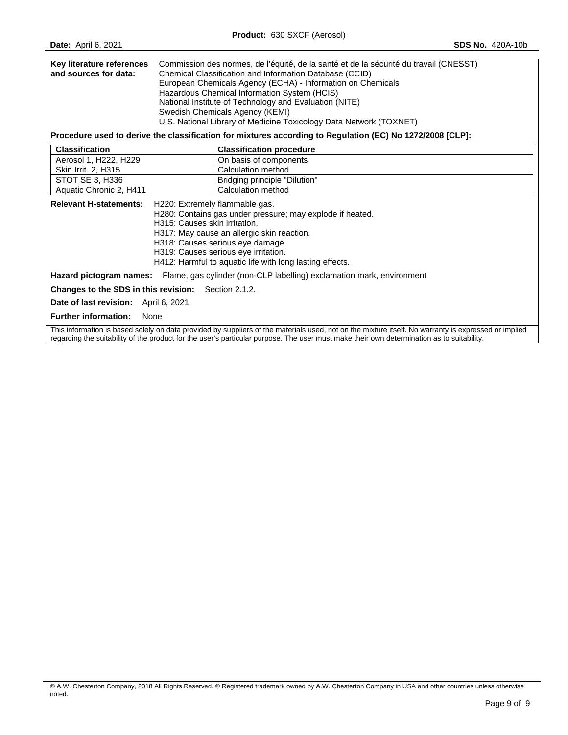**Key literature references and sources for data:** Commission des normes, de l'équité, de la santé et de la sécurité du travail (CNESST)
Chemical Classification and Information Database (CCID)
European Chemicals Agency (ECHA) - Information on Chemicals
Hazardous Chemical Information System (HCIS)
National Institute of Technology and Evaluation (NITE)
Swedish Chemicals Agency (KEMI)
U.S. National Library of Medicine Toxicology Data Network (TOXNET)

**Procedure used to derive the classification for mixtures according to Regulation (EC) No 1272/2008 [CLP]:**

| Classification | Classification procedure |
|---|---|
| Aerosol 1, H222, H229 | On basis of components |
| Skin Irrit. 2, H315 | Calculation method |
| STOT SE 3, H336 | Bridging principle "Dilution" |
| Aquatic Chronic 2, H411 | Calculation method |

**Relevant H-statements:** H220: Extremely flammable gas.
H280: Contains gas under pressure; may explode if heated.
H315: Causes skin irritation.
H317: May cause an allergic skin reaction.
H318: Causes serious eye damage.
H319: Causes serious eye irritation.
H412: Harmful to aquatic life with long lasting effects.

**Hazard pictogram names:** Flame, gas cylinder (non-CLP labelling) exclamation mark, environment

**Changes to the SDS in this revision:** Section 2.1.2.

**Date of last revision:** April 6, 2021

**Further information:** None

This information is based solely on data provided by suppliers of the materials used, not on the mixture itself. No warranty is expressed or implied regarding the suitability of the product for the user's particular purpose. The user must make their own determination as to suitability.